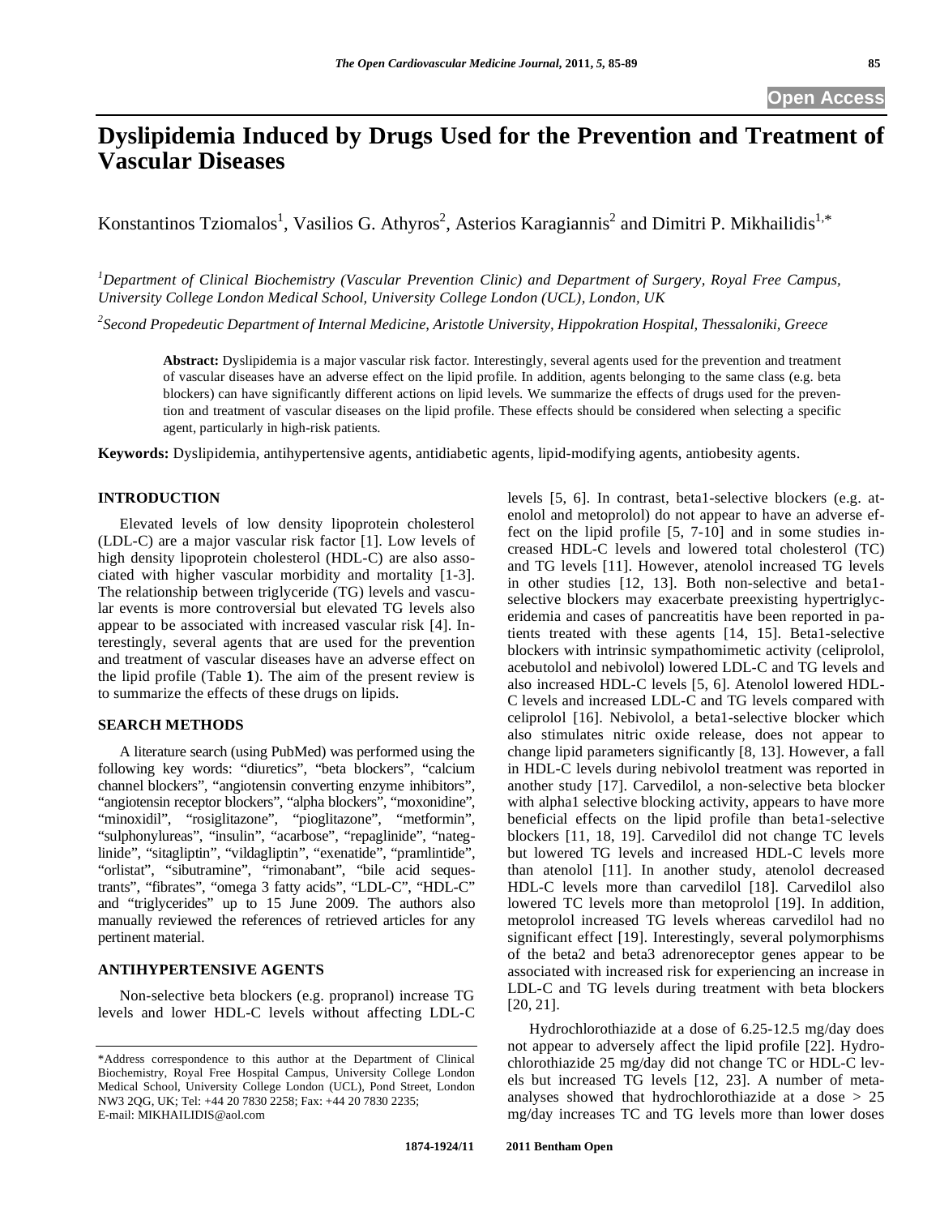# Dyslipidemia Induced by Drugs Used for the Prevention and Treatment of Vascular Diseases

Konstantinos Tziomalos[1], Vasilios G. Athyros[2], Asterios Karagiannis[2] and Dimitri P. Mikhailidis[1,*]

[1]*Department of Clinical Biochemistry (Vascular Prevention Clinic) and Department of Surgery, Royal Free Campus, University College London Medical School, University College London (UCL), London, UK*

[2]*Second Propedeutic Department of Internal Medicine, Aristotle University, Hippokration Hospital, Thessaloniki, Greece*

**Abstract:** Dyslipidemia is a major vascular risk factor. Interestingly, several agents used for the prevention and treatment of vascular diseases have an adverse effect on the lipid profile. In addition, agents belonging to the same class (e.g. beta blockers) can have significantly different actions on lipid levels. We summarize the effects of drugs used for the prevention and treatment of vascular diseases on the lipid profile. These effects should be considered when selecting a specific agent, particularly in high-risk patients.

**Keywords:** Dyslipidemia, antihypertensive agents, antidiabetic agents, lipid-modifying agents, antiobesity agents.

## INTRODUCTION

Elevated levels of low density lipoprotein cholesterol (LDL-C) are a major vascular risk factor [1]. Low levels of high density lipoprotein cholesterol (HDL-C) are also associated with higher vascular morbidity and mortality [1-3]. The relationship between triglyceride (TG) levels and vascular events is more controversial but elevated TG levels also appear to be associated with increased vascular risk [4]. Interestingly, several agents that are used for the prevention and treatment of vascular diseases have an adverse effect on the lipid profile (Table **1**). The aim of the present review is to summarize the effects of these drugs on lipids.

## SEARCH METHODS

A literature search (using PubMed) was performed using the following key words: "diuretics", "beta blockers", "calcium channel blockers", "angiotensin converting enzyme inhibitors", "angiotensin receptor blockers", "alpha blockers", "moxonidine", "minoxidil", "rosiglitazone", "pioglitazone", "metformin", "sulphonylureas", "insulin", "acarbose", "repaglinide", "nateglinide", "sitagliptin", "vildagliptin", "exenatide", "pramlintide", "orlistat", "sibutramine", "rimonabant", "bile acid sequestrants", "fibrates", "omega 3 fatty acids", "LDL-C", "HDL-C" and "triglycerides" up to 15 June 2009. The authors also manually reviewed the references of retrieved articles for any pertinent material.

## ANTIHYPERTENSIVE AGENTS

Non-selective beta blockers (e.g. propranol) increase TG levels and lower HDL-C levels without affecting LDL-C levels [5, 6]. In contrast, beta1-selective blockers (e.g. atenolol and metoprolol) do not appear to have an adverse effect on the lipid profile [5, 7-10] and in some studies increased HDL-C levels and lowered total cholesterol (TC) and TG levels [11]. However, atenolol increased TG levels in other studies [12, 13]. Both non-selective and beta1-selective blockers may exacerbate preexisting hypertriglyceridemia and cases of pancreatitis have been reported in patients treated with these agents [14, 15]. Beta1-selective blockers with intrinsic sympathomimetic activity (celiprolol, acebutolol and nebivolol) lowered LDL-C and TG levels and also increased HDL-C levels [5, 6]. Atenolol lowered HDL-C levels and increased LDL-C and TG levels compared with celiprolol [16]. Nebivolol, a beta1-selective blocker which also stimulates nitric oxide release, does not appear to change lipid parameters significantly [8, 13]. However, a fall in HDL-C levels during nebivolol treatment was reported in another study [17]. Carvedilol, a non-selective beta blocker with alpha1 selective blocking activity, appears to have more beneficial effects on the lipid profile than beta1-selective blockers [11, 18, 19]. Carvedilol did not change TC levels but lowered TG levels and increased HDL-C levels more than atenolol [11]. In another study, atenolol decreased HDL-C levels more than carvedilol [18]. Carvedilol also lowered TC levels more than metoprolol [19]. In addition, metoprolol increased TG levels whereas carvedilol had no significant effect [19]. Interestingly, several polymorphisms of the beta2 and beta3 adrenoreceptor genes appear to be associated with increased risk for experiencing an increase in LDL-C and TG levels during treatment with beta blockers [20, 21].

Hydrochlorothiazide at a dose of 6.25-12.5 mg/day does not appear to adversely affect the lipid profile [22]. Hydrochlorothiazide 25 mg/day did not change TC or HDL-C levels but increased TG levels [12, 23]. A number of meta-analyses showed that hydrochlorothiazide at a dose > 25 mg/day increases TC and TG levels more than lower doses

*Address correspondence to this author at the Department of Clinical Biochemistry, Royal Free Hospital Campus, University College London Medical School, University College London (UCL), Pond Street, London NW3 2QG, UK; Tel: +44 20 7830 2258; Fax: +44 20 7830 2235; E-mail: MIKHAILIDIS@aol.com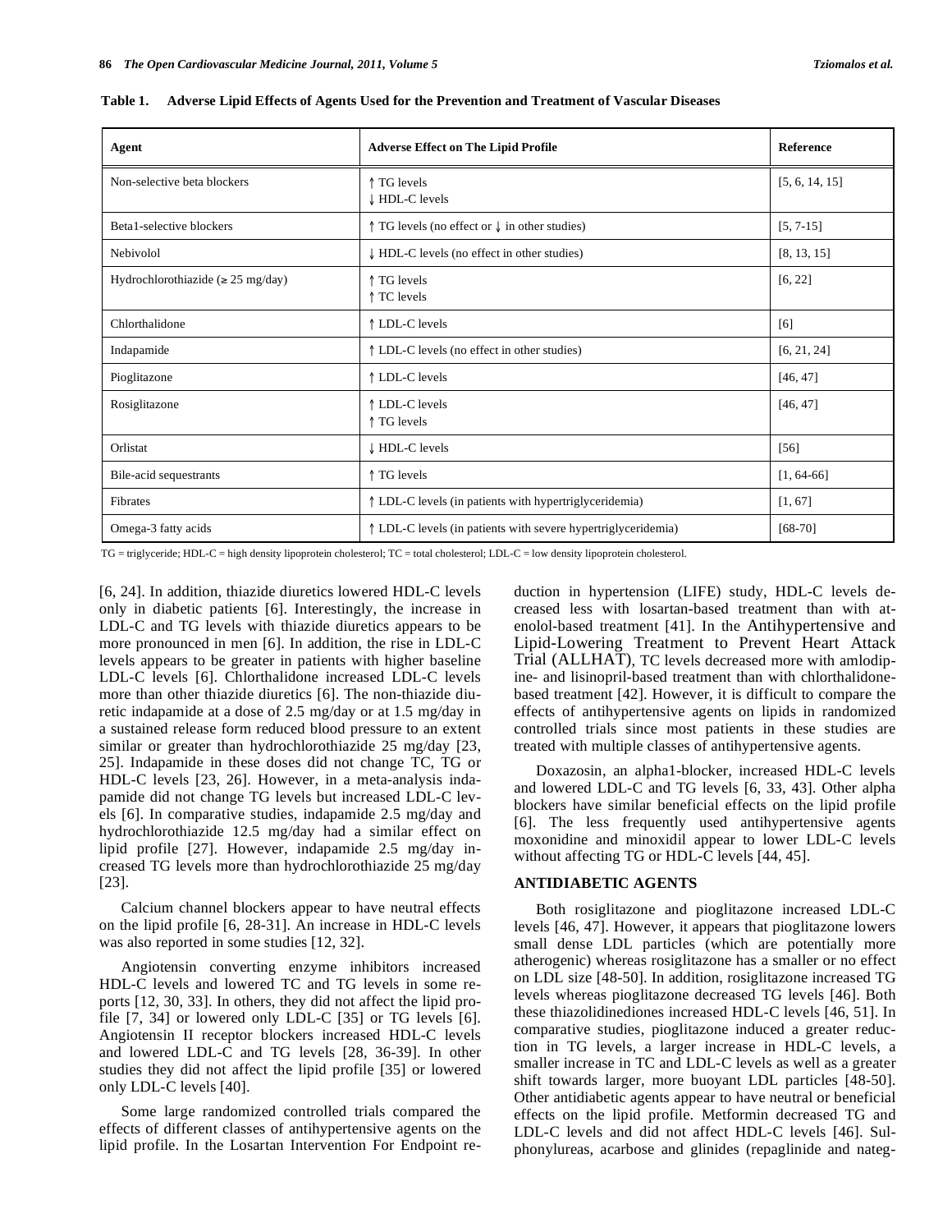**Table 1. Adverse Lipid Effects of Agents Used for the Prevention and Treatment of Vascular Diseases**

| Agent | Adverse Effect on The Lipid Profile | Reference |
|---|---|---|
| Non-selective beta blockers | ↑ TG levels<br>↓ HDL-C levels | [5, 6, 14, 15] |
| Beta1-selective blockers | ↑ TG levels (no effect or ↓ in other studies) | [5, 7-15] |
| Nebivolol | ↓ HDL-C levels (no effect in other studies) | [8, 13, 15] |
| Hydrochlorothiazide (≥ 25 mg/day) | ↑ TG levels<br>↑ TC levels | [6, 22] |
| Chlorthalidone | ↑ LDL-C levels | [6] |
| Indapamide | ↑ LDL-C levels (no effect in other studies) | [6, 21, 24] |
| Pioglitazone | ↑ LDL-C levels | [46, 47] |
| Rosiglitazone | ↑ LDL-C levels<br>↑ TG levels | [46, 47] |
| Orlistat | ↓ HDL-C levels | [56] |
| Bile-acid sequestrants | ↑ TG levels | [1, 64-66] |
| Fibrates | ↑ LDL-C levels (in patients with hypertriglyceridemia) | [1, 67] |
| Omega-3 fatty acids | ↑ LDL-C levels (in patients with severe hypertriglyceridemia) | [68-70] |

TG = triglyceride; HDL-C = high density lipoprotein cholesterol; TC = total cholesterol; LDL-C = low density lipoprotein cholesterol.

[6, 24]. In addition, thiazide diuretics lowered HDL-C levels only in diabetic patients [6]. Interestingly, the increase in LDL-C and TG levels with thiazide diuretics appears to be more pronounced in men [6]. In addition, the rise in LDL-C levels appears to be greater in patients with higher baseline LDL-C levels [6]. Chlorthalidone increased LDL-C levels more than other thiazide diuretics [6]. The non-thiazide diuretic indapamide at a dose of 2.5 mg/day or at 1.5 mg/day in a sustained release form reduced blood pressure to an extent similar or greater than hydrochlorothiazide 25 mg/day [23, 25]. Indapamide in these doses did not change TC, TG or HDL-C levels [23, 26]. However, in a meta-analysis indapamide did not change TG levels but increased LDL-C levels [6]. In comparative studies, indapamide 2.5 mg/day and hydrochlorothiazide 12.5 mg/day had a similar effect on lipid profile [27]. However, indapamide 2.5 mg/day increased TG levels more than hydrochlorothiazide 25 mg/day [23].

Calcium channel blockers appear to have neutral effects on the lipid profile [6, 28-31]. An increase in HDL-C levels was also reported in some studies [12, 32].

Angiotensin converting enzyme inhibitors increased HDL-C levels and lowered TC and TG levels in some reports [12, 30, 33]. In others, they did not affect the lipid profile [7, 34] or lowered only LDL-C [35] or TG levels [6]. Angiotensin II receptor blockers increased HDL-C levels and lowered LDL-C and TG levels [28, 36-39]. In other studies they did not affect the lipid profile [35] or lowered only LDL-C levels [40].

Some large randomized controlled trials compared the effects of different classes of antihypertensive agents on the lipid profile. In the Losartan Intervention For Endpoint reduction in hypertension (LIFE) study, HDL-C levels decreased less with losartan-based treatment than with atenolol-based treatment [41]. In the Antihypertensive and Lipid-Lowering Treatment to Prevent Heart Attack Trial (ALLHAT), TC levels decreased more with amlodipine- and lisinopril-based treatment than with chlorthalidone-based treatment [42]. However, it is difficult to compare the effects of antihypertensive agents on lipids in randomized controlled trials since most patients in these studies are treated with multiple classes of antihypertensive agents.

Doxazosin, an alpha1-blocker, increased HDL-C levels and lowered LDL-C and TG levels [6, 33, 43]. Other alpha blockers have similar beneficial effects on the lipid profile [6]. The less frequently used antihypertensive agents moxonidine and minoxidil appear to lower LDL-C levels without affecting TG or HDL-C levels [44, 45].

## ANTIDIABETIC AGENTS

Both rosiglitazone and pioglitazone increased LDL-C levels [46, 47]. However, it appears that pioglitazone lowers small dense LDL particles (which are potentially more atherogenic) whereas rosiglitazone has a smaller or no effect on LDL size [48-50]. In addition, rosiglitazone increased TG levels whereas pioglitazone decreased TG levels [46]. Both these thiazolidinediones increased HDL-C levels [46, 51]. In comparative studies, pioglitazone induced a greater reduction in TG levels, a larger increase in HDL-C levels, a smaller increase in TC and LDL-C levels as well as a greater shift towards larger, more buoyant LDL particles [48-50]. Other antidiabetic agents appear to have neutral or beneficial effects on the lipid profile. Metformin decreased TG and LDL-C levels and did not affect HDL-C levels [46]. Sulphonylureas, acarbose and glinides (repaglinide and nateg-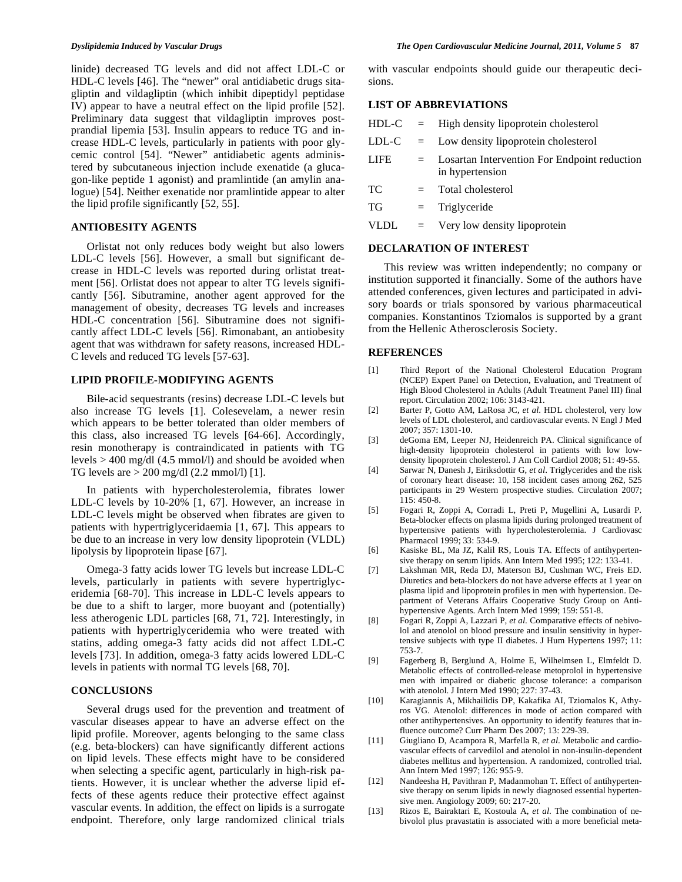linide) decreased TG levels and did not affect LDL-C or HDL-C levels [46]. The "newer" oral antidiabetic drugs sitagliptin and vildagliptin (which inhibit dipeptidyl peptidase IV) appear to have a neutral effect on the lipid profile [52]. Preliminary data suggest that vildagliptin improves postprandial lipemia [53]. Insulin appears to reduce TG and increase HDL-C levels, particularly in patients with poor glycemic control [54]. "Newer" antidiabetic agents administered by subcutaneous injection include exenatide (a glucagon-like peptide 1 agonist) and pramlintide (an amylin analogue) [54]. Neither exenatide nor pramlintide appear to alter the lipid profile significantly [52, 55].

## ANTIOBESITY AGENTS

Orlistat not only reduces body weight but also lowers LDL-C levels [56]. However, a small but significant decrease in HDL-C levels was reported during orlistat treatment [56]. Orlistat does not appear to alter TG levels significantly [56]. Sibutramine, another agent approved for the management of obesity, decreases TG levels and increases HDL-C concentration [56]. Sibutramine does not significantly affect LDL-C levels [56]. Rimonabant, an antiobesity agent that was withdrawn for safety reasons, increased HDL-C levels and reduced TG levels [57-63].

## LIPID PROFILE-MODIFYING AGENTS

Bile-acid sequestrants (resins) decrease LDL-C levels but also increase TG levels [1]. Colesevelam, a newer resin which appears to be better tolerated than older members of this class, also increased TG levels [64-66]. Accordingly, resin monotherapy is contraindicated in patients with TG levels > 400 mg/dl (4.5 mmol/l) and should be avoided when TG levels are > 200 mg/dl (2.2 mmol/l) [1].

In patients with hypercholesterolemia, fibrates lower LDL-C levels by 10-20% [1, 67]. However, an increase in LDL-C levels might be observed when fibrates are given to patients with hypertriglyceridaemia [1, 67]. This appears to be due to an increase in very low density lipoprotein (VLDL) lipolysis by lipoprotein lipase [67].

Omega-3 fatty acids lower TG levels but increase LDL-C levels, particularly in patients with severe hypertriglyceridemia [68-70]. This increase in LDL-C levels appears to be due to a shift to larger, more buoyant and (potentially) less atherogenic LDL particles [68, 71, 72]. Interestingly, in patients with hypertriglyceridemia who were treated with statins, adding omega-3 fatty acids did not affect LDL-C levels [73]. In addition, omega-3 fatty acids lowered LDL-C levels in patients with normal TG levels [68, 70].

## CONCLUSIONS

Several drugs used for the prevention and treatment of vascular diseases appear to have an adverse effect on the lipid profile. Moreover, agents belonging to the same class (e.g. beta-blockers) can have significantly different actions on lipid levels. These effects might have to be considered when selecting a specific agent, particularly in high-risk patients. However, it is unclear whether the adverse lipid effects of these agents reduce their protective effect against vascular events. In addition, the effect on lipids is a surrogate endpoint. Therefore, only large randomized clinical trials with vascular endpoints should guide our therapeutic decisions.

## LIST OF ABBREVIATIONS

| | | |
|---|---|---|
| HDL-C | = | High density lipoprotein cholesterol |
| LDL-C | = | Low density lipoprotein cholesterol |
| LIFE | = | Losartan Intervention For Endpoint reduction in hypertension |
| TC | = | Total cholesterol |
| TG | = | Triglyceride |
| VLDL | = | Very low density lipoprotein |

## DECLARATION OF INTEREST

This review was written independently; no company or institution supported it financially. Some of the authors have attended conferences, given lectures and participated in advisory boards or trials sponsored by various pharmaceutical companies. Konstantinos Tziomalos is supported by a grant from the Hellenic Atherosclerosis Society.

## REFERENCES

[1] Third Report of the National Cholesterol Education Program (NCEP) Expert Panel on Detection, Evaluation, and Treatment of High Blood Cholesterol in Adults (Adult Treatment Panel III) final report. Circulation 2002; 106: 3143-421.

[2] Barter P, Gotto AM, LaRosa JC, *et al.* HDL cholesterol, very low levels of LDL cholesterol, and cardiovascular events. N Engl J Med 2007; 357: 1301-10.

[3] deGoma EM, Leeper NJ, Heidenreich PA. Clinical significance of high-density lipoprotein cholesterol in patients with low low-density lipoprotein cholesterol. J Am Coll Cardiol 2008; 51: 49-55.

[4] Sarwar N, Danesh J, Eiriksdottir G, *et al.* Triglycerides and the risk of coronary heart disease: 10, 158 incident cases among 262, 525 participants in 29 Western prospective studies. Circulation 2007; 115: 450-8.

[5] Fogari R, Zoppi A, Corradi L, Preti P, Mugellini A, Lusardi P. Beta-blocker effects on plasma lipids during prolonged treatment of hypertensive patients with hypercholesterolemia. J Cardiovasc Pharmacol 1999; 33: 534-9.

[6] Kasiske BL, Ma JZ, Kalil RS, Louis TA. Effects of antihypertensive therapy on serum lipids. Ann Intern Med 1995; 122: 133-41.

[7] Lakshman MR, Reda DJ, Materson BJ, Cushman WC, Freis ED. Diuretics and beta-blockers do not have adverse effects at 1 year on plasma lipid and lipoprotein profiles in men with hypertension. Department of Veterans Affairs Cooperative Study Group on Antihypertensive Agents. Arch Intern Med 1999; 159: 551-8.

[8] Fogari R, Zoppi A, Lazzari P, *et al.* Comparative effects of nebivolol and atenolol on blood pressure and insulin sensitivity in hypertensive subjects with type II diabetes. J Hum Hypertens 1997; 11: 753-7.

[9] Fagerberg B, Berglund A, Holme E, Wilhelmsen L, Elmfeldt D. Metabolic effects of controlled-release metoprolol in hypertensive men with impaired or diabetic glucose tolerance: a comparison with atenolol. J Intern Med 1990; 227: 37-43.

[10] Karagiannis A, Mikhailidis DP, Kakafika AI, Tziomalos K, Athyros VG. Atenolol: differences in mode of action compared with other antihypertensives. An opportunity to identify features that influence outcome? Curr Pharm Des 2007; 13: 229-39.

[11] Giugliano D, Acampora R, Marfella R, *et al.* Metabolic and cardiovascular effects of carvedilol and atenolol in non-insulin-dependent diabetes mellitus and hypertension. A randomized, controlled trial. Ann Intern Med 1997; 126: 955-9.

[12] Nandeesha H, Pavithran P, Madanmohan T. Effect of antihypertensive therapy on serum lipids in newly diagnosed essential hypertensive men. Angiology 2009; 60: 217-20.

[13] Rizos E, Bairaktari E, Kostoula A, *et al.* The combination of nebivolol plus pravastatin is associated with a more beneficial meta-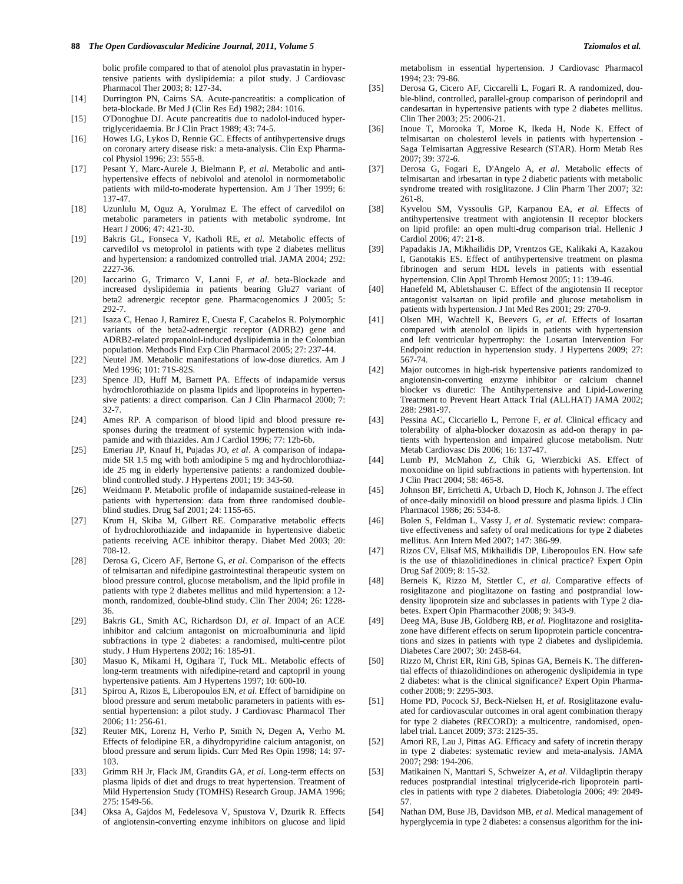bolic profile compared to that of atenolol plus pravastatin in hypertensive patients with dyslipidemia: a pilot study. J Cardiovasc Pharmacol Ther 2003; 8: 127-34.

[14] Durrington PN, Cairns SA. Acute-pancreatitis: a complication of beta-blockade. Br Med J (Clin Res Ed) 1982; 284: 1016.

[15] O'Donoghue DJ. Acute pancreatitis due to nadolol-induced hypertriglyceridaemia. Br J Clin Pract 1989; 43: 74-5.

[16] Howes LG, Lykos D, Rennie GC. Effects of antihypertensive drugs on coronary artery disease risk: a meta-analysis. Clin Exp Pharmacol Physiol 1996; 23: 555-8.

[17] Pesant Y, Marc-Aurele J, Bielmann P, *et al.* Metabolic and antihypertensive effects of nebivolol and atenolol in normometabolic patients with mild-to-moderate hypertension. Am J Ther 1999; 6: 137-47.

[18] Uzunlulu M, Oguz A, Yorulmaz E. The effect of carvedilol on metabolic parameters in patients with metabolic syndrome. Int Heart J 2006; 47: 421-30.

[19] Bakris GL, Fonseca V, Katholi RE, *et al.* Metabolic effects of carvedilol vs metoprolol in patients with type 2 diabetes mellitus and hypertension: a randomized controlled trial. JAMA 2004; 292: 2227-36.

[20] Iaccarino G, Trimarco V, Lanni F, *et al.* beta-Blockade and increased dyslipidemia in patients bearing Glu27 variant of beta2 adrenergic receptor gene. Pharmacogenomics J 2005; 5: 292-7.

[21] Isaza C, Henao J, Ramirez E, Cuesta F, Cacabelos R. Polymorphic variants of the beta2-adrenergic receptor (ADRB2) gene and ADRB2-related propanolol-induced dyslipidemia in the Colombian population. Methods Find Exp Clin Pharmacol 2005; 27: 237-44.

[22] Neutel JM. Metabolic manifestations of low-dose diuretics. Am J Med 1996; 101: 71S-82S.

[23] Spence JD, Huff M, Barnett PA. Effects of indapamide versus hydrochlorothiazide on plasma lipids and lipoproteins in hypertensive patients: a direct comparison. Can J Clin Pharmacol 2000; 7: 32-7.

[24] Ames RP. A comparison of blood lipid and blood pressure responses during the treatment of systemic hypertension with indapamide and with thiazides. Am J Cardiol 1996; 77: 12b-6b.

[25] Emeriau JP, Knauf H, Pujadas JO, *et al*. A comparison of indapamide SR 1.5 mg with both amlodipine 5 mg and hydrochlorothiazide 25 mg in elderly hypertensive patients: a randomized double-blind controlled study. J Hypertens 2001; 19: 343-50.

[26] Weidmann P. Metabolic profile of indapamide sustained-release in patients with hypertension: data from three randomised double-blind studies. Drug Saf 2001; 24: 1155-65.

[27] Krum H, Skiba M, Gilbert RE. Comparative metabolic effects of hydrochlorothiazide and indapamide in hypertensive diabetic patients receiving ACE inhibitor therapy. Diabet Med 2003; 20: 708-12.

[28] Derosa G, Cicero AF, Bertone G, *et al*. Comparison of the effects of telmisartan and nifedipine gastrointestinal therapeutic system on blood pressure control, glucose metabolism, and the lipid profile in patients with type 2 diabetes mellitus and mild hypertension: a 12-month, randomized, double-blind study. Clin Ther 2004; 26: 1228-36.

[29] Bakris GL, Smith AC, Richardson DJ, *et al*. Impact of an ACE inhibitor and calcium antagonist on microalbuminuria and lipid subfractions in type 2 diabetes: a randomised, multi-centre pilot study. J Hum Hypertens 2002; 16: 185-91.

[30] Masuo K, Mikami H, Ogihara T, Tuck ML. Metabolic effects of long-term treatments with nifedipine-retard and captopril in young hypertensive patients. Am J Hypertens 1997; 10: 600-10.

[31] Spirou A, Rizos E, Liberopoulos EN, *et al*. Effect of barnidipine on blood pressure and serum metabolic parameters in patients with essential hypertension: a pilot study. J Cardiovasc Pharmacol Ther 2006; 11: 256-61.

[32] Reuter MK, Lorenz H, Verho P, Smith N, Degen A, Verho M. Effects of felodipine ER, a dihydropyridine calcium antagonist, on blood pressure and serum lipids. Curr Med Res Opin 1998; 14: 97-103.

[33] Grimm RH Jr, Flack JM, Grandits GA, *et al.* Long-term effects on plasma lipids of diet and drugs to treat hypertension. Treatment of Mild Hypertension Study (TOMHS) Research Group. JAMA 1996; 275: 1549-56.

[34] Oksa A, Gajdos M, Fedelesova V, Spustova V, Dzurik R. Effects of angiotensin-converting enzyme inhibitors on glucose and lipid metabolism in essential hypertension. J Cardiovasc Pharmacol 1994; 23: 79-86.

[35] Derosa G, Cicero AF, Ciccarelli L, Fogari R. A randomized, double-blind, controlled, parallel-group comparison of perindopril and candesartan in hypertensive patients with type 2 diabetes mellitus. Clin Ther 2003; 25: 2006-21.

[36] Inoue T, Morooka T, Moroe K, Ikeda H, Node K. Effect of telmisartan on cholesterol levels in patients with hypertension - Saga Telmisartan Aggressive Research (STAR). Horm Metab Res 2007; 39: 372-6.

[37] Derosa G, Fogari E, D'Angelo A, *et al*. Metabolic effects of telmisartan and irbesartan in type 2 diabetic patients with metabolic syndrome treated with rosiglitazone. J Clin Pharm Ther 2007; 32: 261-8.

[38] Kyvelou SM, Vyssoulis GP, Karpanou EA, *et al.* Effects of antihypertensive treatment with angiotensin II receptor blockers on lipid profile: an open multi-drug comparison trial. Hellenic J Cardiol 2006; 47: 21-8.

[39] Papadakis JA, Mikhailidis DP, Vrentzos GE, Kalikaki A, Kazakou I, Ganotakis ES. Effect of antihypertensive treatment on plasma fibrinogen and serum HDL levels in patients with essential hypertension. Clin Appl Thromb Hemost 2005; 11: 139-46.

[40] Hanefeld M, Abletshauser C. Effect of the angiotensin II receptor antagonist valsartan on lipid profile and glucose metabolism in patients with hypertension. J Int Med Res 2001; 29: 270-9.

[41] Olsen MH, Wachtell K, Beevers G, *et al.* Effects of losartan compared with atenolol on lipids in patients with hypertension and left ventricular hypertrophy: the Losartan Intervention For Endpoint reduction in hypertension study. J Hypertens 2009; 27: 567-74.

[42] Major outcomes in high-risk hypertensive patients randomized to angiotensin-converting enzyme inhibitor or calcium channel blocker vs diuretic: The Antihypertensive and Lipid-Lowering Treatment to Prevent Heart Attack Trial (ALLHAT) JAMA 2002; 288: 2981-97.

[43] Pessina AC, Ciccariello L, Perrone F, *et al*. Clinical efficacy and tolerability of alpha-blocker doxazosin as add-on therapy in patients with hypertension and impaired glucose metabolism. Nutr Metab Cardiovasc Dis 2006; 16: 137-47.

[44] Lumb PJ, McMahon Z, Chik G, Wierzbicki AS. Effect of moxonidine on lipid subfractions in patients with hypertension. Int J Clin Pract 2004; 58: 465-8.

[45] Johnson BF, Errichetti A, Urbach D, Hoch K, Johnson J. The effect of once-daily minoxidil on blood pressure and plasma lipids. J Clin Pharmacol 1986; 26: 534-8.

[46] Bolen S, Feldman L, Vassy J, *et al*. Systematic review: comparative effectiveness and safety of oral medications for type 2 diabetes mellitus. Ann Intern Med 2007; 147: 386-99.

[47] Rizos CV, Elisaf MS, Mikhailidis DP, Liberopoulos EN. How safe is the use of thiazolidinediones in clinical practice? Expert Opin Drug Saf 2009; 8: 15-32.

[48] Berneis K, Rizzo M, Stettler C, *et al.* Comparative effects of rosiglitazone and pioglitazone on fasting and postprandial low-density lipoprotein size and subclasses in patients with Type 2 diabetes. Expert Opin Pharmacother 2008; 9: 343-9.

[49] Deeg MA, Buse JB, Goldberg RB, *et al.* Pioglitazone and rosiglitazone have different effects on serum lipoprotein particle concentrations and sizes in patients with type 2 diabetes and dyslipidemia. Diabetes Care 2007; 30: 2458-64.

[50] Rizzo M, Christ ER, Rini GB, Spinas GA, Berneis K. The differential effects of thiazolidindiones on atherogenic dyslipidemia in type 2 diabetes: what is the clinical significance? Expert Opin Pharmacother 2008; 9: 2295-303.

[51] Home PD, Pocock SJ, Beck-Nielsen H, *et al*. Rosiglitazone evaluated for cardiovascular outcomes in oral agent combination therapy for type 2 diabetes (RECORD): a multicentre, randomised, open-label trial. Lancet 2009; 373: 2125-35.

[52] Amori RE, Lau J, Pittas AG. Efficacy and safety of incretin therapy in type 2 diabetes: systematic review and meta-analysis. JAMA 2007; 298: 194-206.

[53] Matikainen N, Manttari S, Schweizer A, *et al*. Vildagliptin therapy reduces postprandial intestinal triglyceride-rich lipoprotein particles in patients with type 2 diabetes. Diabetologia 2006; 49: 2049-57.

[54] Nathan DM, Buse JB, Davidson MB, *et al.* Medical management of hyperglycemia in type 2 diabetes: a consensus algorithm for the ini-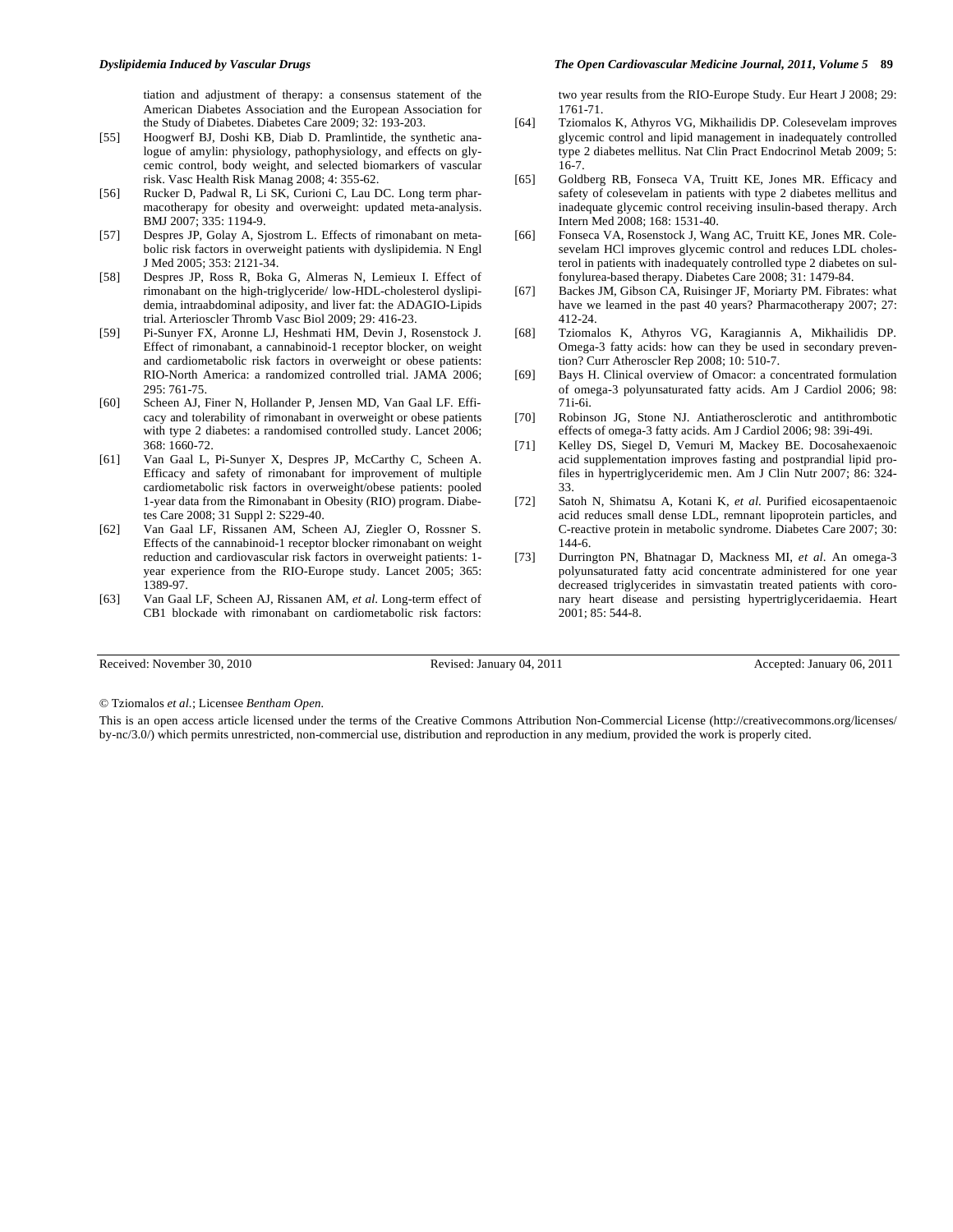tiation and adjustment of therapy: a consensus statement of the American Diabetes Association and the European Association for the Study of Diabetes. Diabetes Care 2009; 32: 193-203.

[55] Hoogwerf BJ, Doshi KB, Diab D. Pramlintide, the synthetic analogue of amylin: physiology, pathophysiology, and effects on glycemic control, body weight, and selected biomarkers of vascular risk. Vasc Health Risk Manag 2008; 4: 355-62.

[56] Rucker D, Padwal R, Li SK, Curioni C, Lau DC. Long term pharmacotherapy for obesity and overweight: updated meta-analysis. BMJ 2007; 335: 1194-9.

[57] Despres JP, Golay A, Sjostrom L. Effects of rimonabant on metabolic risk factors in overweight patients with dyslipidemia. N Engl J Med 2005; 353: 2121-34.

[58] Despres JP, Ross R, Boka G, Almeras N, Lemieux I. Effect of rimonabant on the high-triglyceride/ low-HDL-cholesterol dyslipidemia, intraabdominal adiposity, and liver fat: the ADAGIO-Lipids trial. Arterioscler Thromb Vasc Biol 2009; 29: 416-23.

[59] Pi-Sunyer FX, Aronne LJ, Heshmati HM, Devin J, Rosenstock J. Effect of rimonabant, a cannabinoid-1 receptor blocker, on weight and cardiometabolic risk factors in overweight or obese patients: RIO-North America: a randomized controlled trial. JAMA 2006; 295: 761-75.

[60] Scheen AJ, Finer N, Hollander P, Jensen MD, Van Gaal LF. Efficacy and tolerability of rimonabant in overweight or obese patients with type 2 diabetes: a randomised controlled study. Lancet 2006; 368: 1660-72.

[61] Van Gaal L, Pi-Sunyer X, Despres JP, McCarthy C, Scheen A. Efficacy and safety of rimonabant for improvement of multiple cardiometabolic risk factors in overweight/obese patients: pooled 1-year data from the Rimonabant in Obesity (RIO) program. Diabetes Care 2008; 31 Suppl 2: S229-40.

[62] Van Gaal LF, Rissanen AM, Scheen AJ, Ziegler O, Rossner S. Effects of the cannabinoid-1 receptor blocker rimonabant on weight reduction and cardiovascular risk factors in overweight patients: 1-year experience from the RIO-Europe study. Lancet 2005; 365: 1389-97.

[63] Van Gaal LF, Scheen AJ, Rissanen AM, *et al*. Long-term effect of CB1 blockade with rimonabant on cardiometabolic risk factors: two year results from the RIO-Europe Study. Eur Heart J 2008; 29: 1761-71.

[64] Tziomalos K, Athyros VG, Mikhailidis DP. Colesevelam improves glycemic control and lipid management in inadequately controlled type 2 diabetes mellitus. Nat Clin Pract Endocrinol Metab 2009; 5: 16-7.

[65] Goldberg RB, Fonseca VA, Truitt KE, Jones MR. Efficacy and safety of colesevelam in patients with type 2 diabetes mellitus and inadequate glycemic control receiving insulin-based therapy. Arch Intern Med 2008; 168: 1531-40.

[66] Fonseca VA, Rosenstock J, Wang AC, Truitt KE, Jones MR. Colesevelam HCl improves glycemic control and reduces LDL cholesterol in patients with inadequately controlled type 2 diabetes on sulfonylurea-based therapy. Diabetes Care 2008; 31: 1479-84.

[67] Backes JM, Gibson CA, Ruisinger JF, Moriarty PM. Fibrates: what have we learned in the past 40 years? Pharmacotherapy 2007; 27: 412-24.

[68] Tziomalos K, Athyros VG, Karagiannis A, Mikhailidis DP. Omega-3 fatty acids: how can they be used in secondary prevention? Curr Atheroscler Rep 2008; 10: 510-7.

[69] Bays H. Clinical overview of Omacor: a concentrated formulation of omega-3 polyunsaturated fatty acids. Am J Cardiol 2006; 98: 71i-6i.

[70] Robinson JG, Stone NJ. Antiatherosclerotic and antithrombotic effects of omega-3 fatty acids. Am J Cardiol 2006; 98: 39i-49i.

[71] Kelley DS, Siegel D, Vemuri M, Mackey BE. Docosahexaenoic acid supplementation improves fasting and postprandial lipid profiles in hypertriglyceridemic men. Am J Clin Nutr 2007; 86: 324-33.

[72] Satoh N, Shimatsu A, Kotani K, *et al*. Purified eicosapentaenoic acid reduces small dense LDL, remnant lipoprotein particles, and C-reactive protein in metabolic syndrome. Diabetes Care 2007; 30: 144-6.

[73] Durrington PN, Bhatnagar D, Mackness MI, *et al*. An omega-3 polyunsaturated fatty acid concentrate administered for one year decreased triglycerides in simvastatin treated patients with coronary heart disease and persisting hypertriglyceridaemia. Heart 2001; 85: 544-8.

Received: November 30, 2010 Revised: January 04, 2011 Accepted: January 06, 2011

© Tziomalos *et al*.; Licensee *Bentham Open*.

This is an open access article licensed under the terms of the Creative Commons Attribution Non-Commercial License (http://creativecommons.org/licenses/by-nc/3.0/) which permits unrestricted, non-commercial use, distribution and reproduction in any medium, provided the work is properly cited.